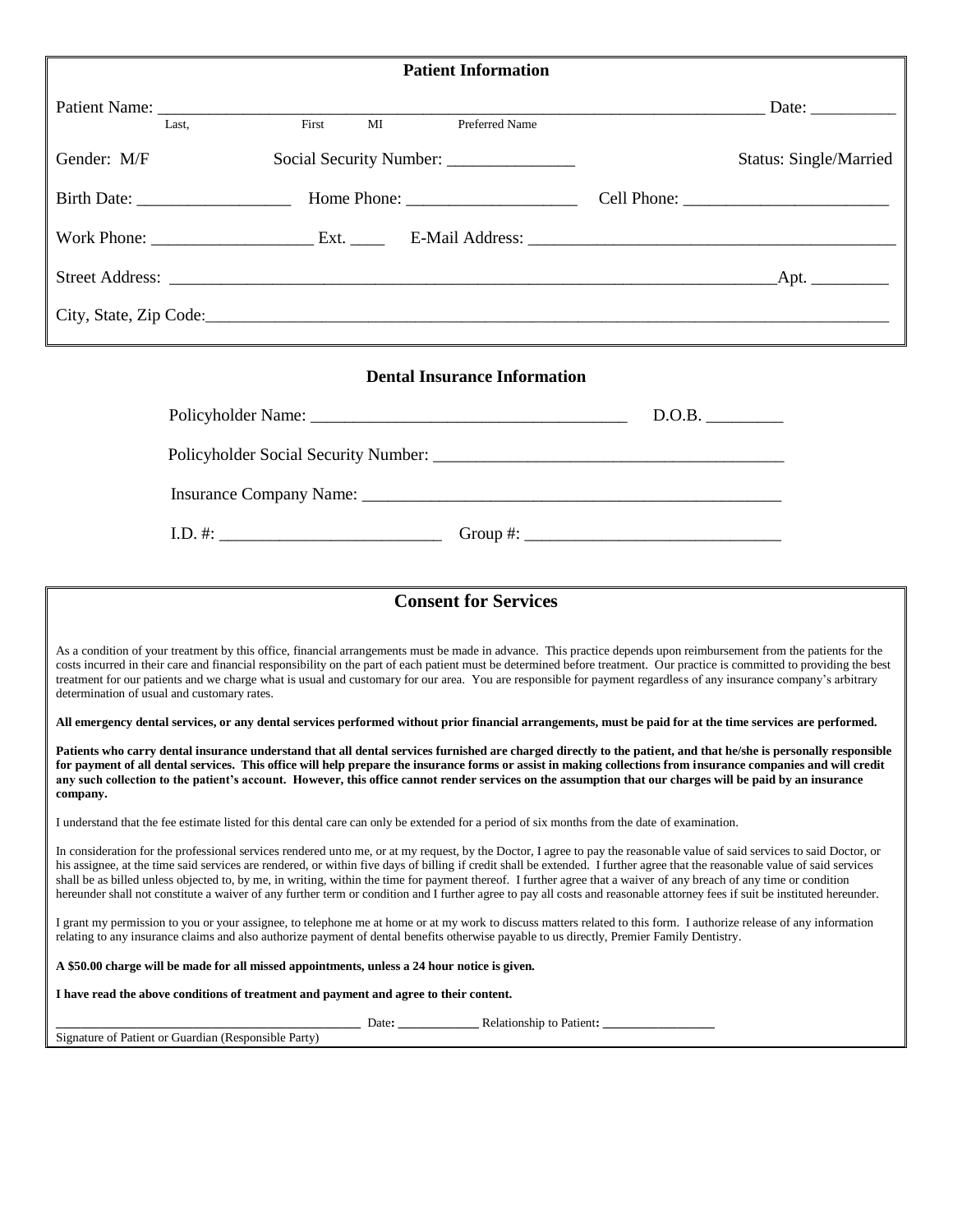## Patient Information

Patient Name: ____________________________________________________________________________ Date: __________

Last, First MI Preferred Name

Gender: M/F Social Security Number: _______________ Status: Single/Married

Birth Date: __________________ Home Phone: ____________________ Cell Phone: ________________________

Work Phone: ___________________ Ext. ____ E-Mail Address: ___________________________________________

Street Address: ___________________________________________________________________________Apt. _________

City, State, Zip Code:_____________________________________________________________________________________

## Dental Insurance Information

Policyholder Name: _____________________________________ D.O.B. _________

Policyholder Social Security Number: __________________________________________

Insurance Company Name: ____________________________________________________

I.D. #: __________________________ Group #: ______________________________

## Consent for Services

As a condition of your treatment by this office, financial arrangements must be made in advance. This practice depends upon reimbursement from the patients for the costs incurred in their care and financial responsibility on the part of each patient must be determined before treatment. Our practice is committed to providing the best treatment for our patients and we charge what is usual and customary for our area. You are responsible for payment regardless of any insurance company's arbitrary determination of usual and customary rates.

**All emergency dental services, or any dental services performed without prior financial arrangements, must be paid for at the time services are performed.**

**Patients who carry dental insurance understand that all dental services furnished are charged directly to the patient, and that he/she is personally responsible for payment of all dental services. This office will help prepare the insurance forms or assist in making collections from insurance companies and will credit any such collection to the patient's account. However, this office cannot render services on the assumption that our charges will be paid by an insurance company.**

I understand that the fee estimate listed for this dental care can only be extended for a period of six months from the date of examination.

In consideration for the professional services rendered unto me, or at my request, by the Doctor, I agree to pay the reasonable value of said services to said Doctor, or his assignee, at the time said services are rendered, or within five days of billing if credit shall be extended. I further agree that the reasonable value of said services shall be as billed unless objected to, by me, in writing, within the time for payment thereof. I further agree that a waiver of any breach of any time or condition hereunder shall not constitute a waiver of any further term or condition and I further agree to pay all costs and reasonable attorney fees if suit be instituted hereunder.

I grant my permission to you or your assignee, to telephone me at home or at my work to discuss matters related to this form. I authorize release of any information relating to any insurance claims and also authorize payment of dental benefits otherwise payable to us directly, Premier Family Dentistry.

**A $50.00 charge will be made for all missed appointments, unless a 24 hour notice is given.**

**I have read the above conditions of treatment and payment and agree to their content.**

_____________________________________________ Date: ____________ Relationship to Patient: _________________

Signature of Patient or Guardian (Responsible Party)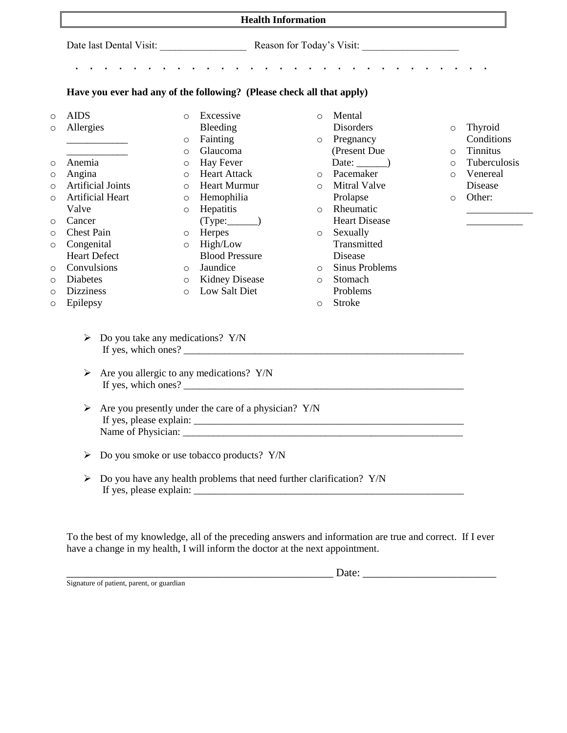## Health Information

Date last Dental Visit: ________________ Reason for Today's Visit: __________________

**Have you ever had any of the following? (Please check all that apply)**

- AIDS
- Allergies ___________ ___________
- Anemia
- Angina
- Artificial Joints
- Artificial Heart Valve
- Cancer
- Chest Pain
- Congenital Heart Defect
- Convulsions
- Diabetes
- Dizziness
- Epilepsy
- Excessive Bleeding
- Fainting
- Glaucoma
- Hay Fever
- Heart Attack
- Heart Murmur
- Hemophilia
- Hepatitis (Type:______)
- Herpes
- High/Low Blood Pressure
- Jaundice
- Kidney Disease
- Low Salt Diet
- Mental Disorders
- Pregnancy (Present Due Date: ______)
- Pacemaker
- Mitral Valve Prolapse
- Rheumatic Heart Disease
- Sexually Transmitted Disease
- Sinus Problems
- Stomach Problems
- Stroke
- Thyroid Conditions
- Tinnitus
- Tuberculosis
- Venereal Disease
- Other: ____________ __________

- Do you take any medications? Y/N
  If yes, which ones? ________________________________________________________
- Are you allergic to any medications? Y/N
  If yes, which ones? ________________________________________________________
- Are you presently under the care of a physician? Y/N
  If yes, please explain: ______________________________________________________
  Name of Physician: ________________________________________________________
- Do you smoke or use tobacco products? Y/N
- Do you have any health problems that need further clarification? Y/N
  If yes, please explain: ______________________________________________________

To the best of my knowledge, all of the preceding answers and information are true and correct. If I ever have a change in my health, I will inform the doctor at the next appointment.

__________________________________________________ Date: ________________________

Signature of patient, parent, or guardian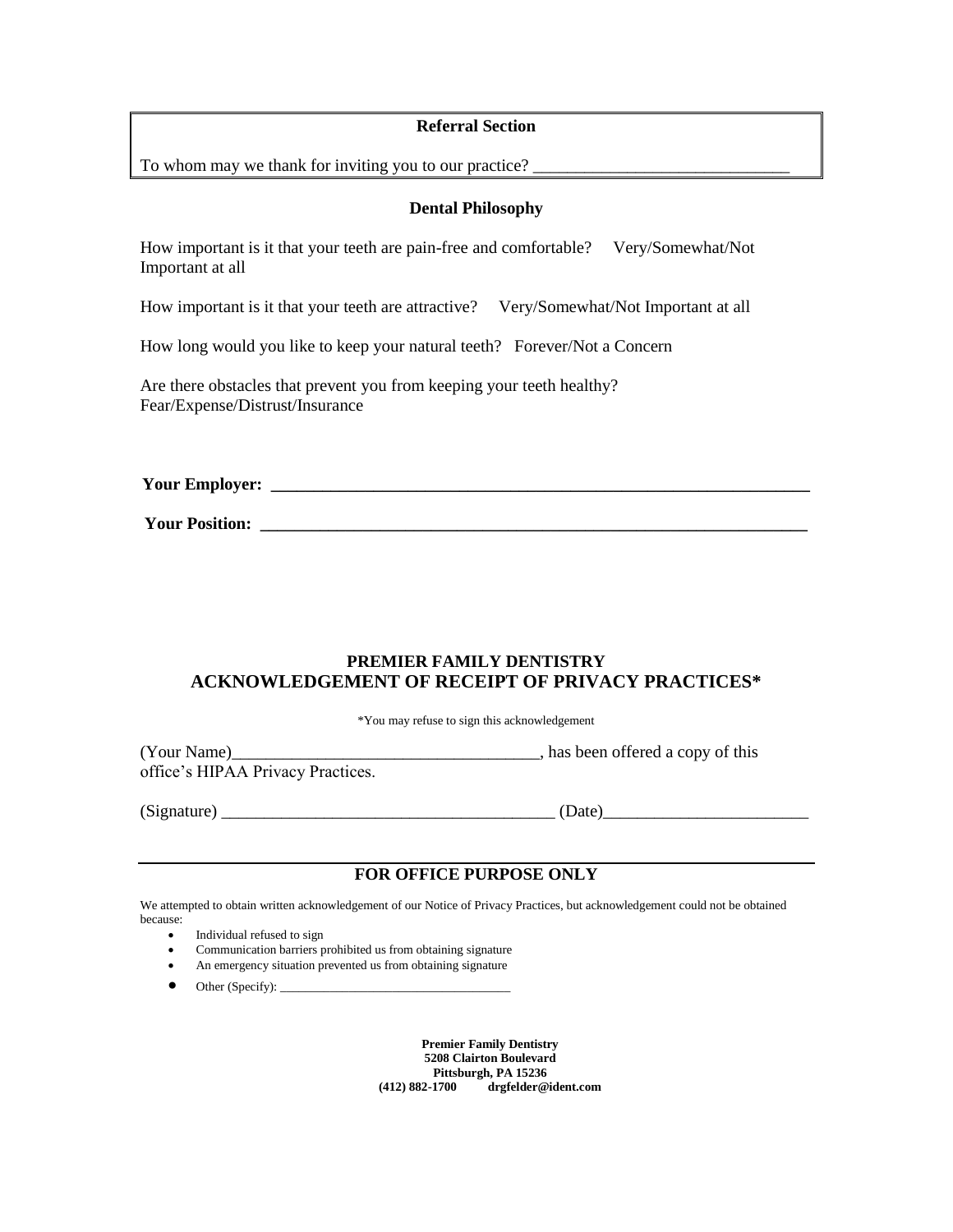**Referral Section**

To whom may we thank for inviting you to our practice? ______________________________

**Dental Philosophy**

How important is it that your teeth are pain-free and comfortable? Very/Somewhat/Not Important at all

How important is it that your teeth are attractive? Very/Somewhat/Not Important at all

How long would you like to keep your natural teeth? Forever/Not a Concern

Are there obstacles that prevent you from keeping your teeth healthy? Fear/Expense/Distrust/Insurance

**Your Employer:** ________________________________________________________________

**Your Position:** ________________________________________________________________

**PREMIER FAMILY DENTISTRY**
**ACKNOWLEDGEMENT OF RECEIPT OF PRIVACY PRACTICES***

*You may refuse to sign this acknowledgement

(Your Name)____________________________________, has been offered a copy of this office's HIPAA Privacy Practices.

(Signature) ________________________________________ (Date)________________________

**FOR OFFICE PURPOSE ONLY**

We attempted to obtain written acknowledgement of our Notice of Privacy Practices, but acknowledgement could not be obtained because:

- Individual refused to sign
- Communication barriers prohibited us from obtaining signature
- An emergency situation prevented us from obtaining signature
- Other (Specify): ____________________________________

**Premier Family Dentistry**
**5208 Clairton Boulevard**
**Pittsburgh, PA 15236**
**(412) 882-1700 drgfelder@ident.com**